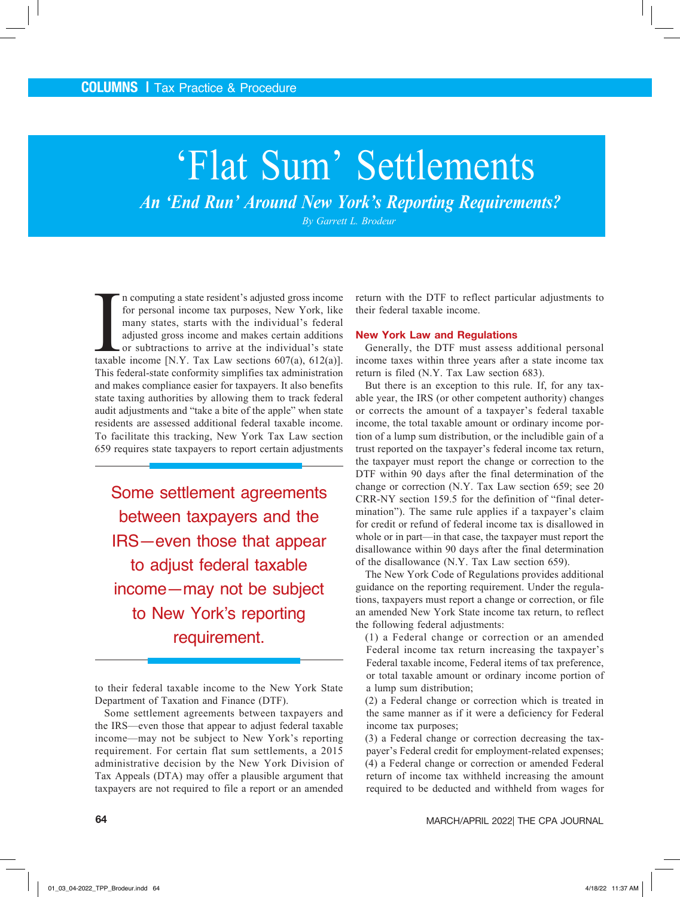# ‘Flat Sum’ Settlements

## *An ‘End Run’ Around New York’s Reporting Requirements?*

*By Garrett L. Brodeur*

In computing a state resident’s adjusted gross income for personal income tax purposes, New York, like many states, starts with the individual’s federal adjusted gross income and makes certain additions or subtractions to arrive at the individual’s state taxable income [N.Y. Tax Law sections 607(a), 612(a)]. This federal-state conformity simplifies tax administration and makes compliance easier for taxpayers. It also benefits state taxing authorities by allowing them to track federal audit adjustments and “take a bite of the apple” when state residents are assessed additional federal taxable income. To facilitate this tracking, New York Tax Law section 659 requires state taxpayers to report certain adjustments to their federal taxable income to the New York State Department of Taxation and Finance (DTF).

> Some settlement agreements between taxpayers and the IRS—even those that appear to adjust federal taxable income—may not be subject to New York’s reporting requirement.

Some settlement agreements between taxpayers and the IRS—even those that appear to adjust federal taxable income—may not be subject to New York’s reporting requirement. For certain flat sum settlements, a 2015 administrative decision by the New York Division of Tax Appeals (DTA) may offer a plausible argument that taxpayers are not required to file a report or an amended return with the DTF to reflect particular adjustments to their federal taxable income.

### New York Law and Regulations

Generally, the DTF must assess additional personal income taxes within three years after a state income tax return is filed (N.Y. Tax Law section 683).

But there is an exception to this rule. If, for any taxable year, the IRS (or other competent authority) changes or corrects the amount of a taxpayer’s federal taxable income, the total taxable amount or ordinary income portion of a lump sum distribution, or the includible gain of a trust reported on the taxpayer’s federal income tax return, the taxpayer must report the change or correction to the DTF within 90 days after the final determination of the change or correction (N.Y. Tax Law section 659; see 20 CRR-NY section 159.5 for the definition of “final determination”). The same rule applies if a taxpayer’s claim for credit or refund of federal income tax is disallowed in whole or in part—in that case, the taxpayer must report the disallowance within 90 days after the final determination of the disallowance (N.Y. Tax Law section 659).

The New York Code of Regulations provides additional guidance on the reporting requirement. Under the regulations, taxpayers must report a change or correction, or file an amended New York State income tax return, to reflect the following federal adjustments:

(1) a Federal change or correction or an amended Federal income tax return increasing the taxpayer’s Federal taxable income, Federal items of tax preference, or total taxable amount or ordinary income portion of a lump sum distribution;

(2) a Federal change or correction which is treated in the same manner as if it were a deficiency for Federal income tax purposes;

(3) a Federal change or correction decreasing the taxpayer’s Federal credit for employment-related expenses;

(4) a Federal change or correction or amended Federal return of income tax withheld increasing the amount required to be deducted and withheld from wages for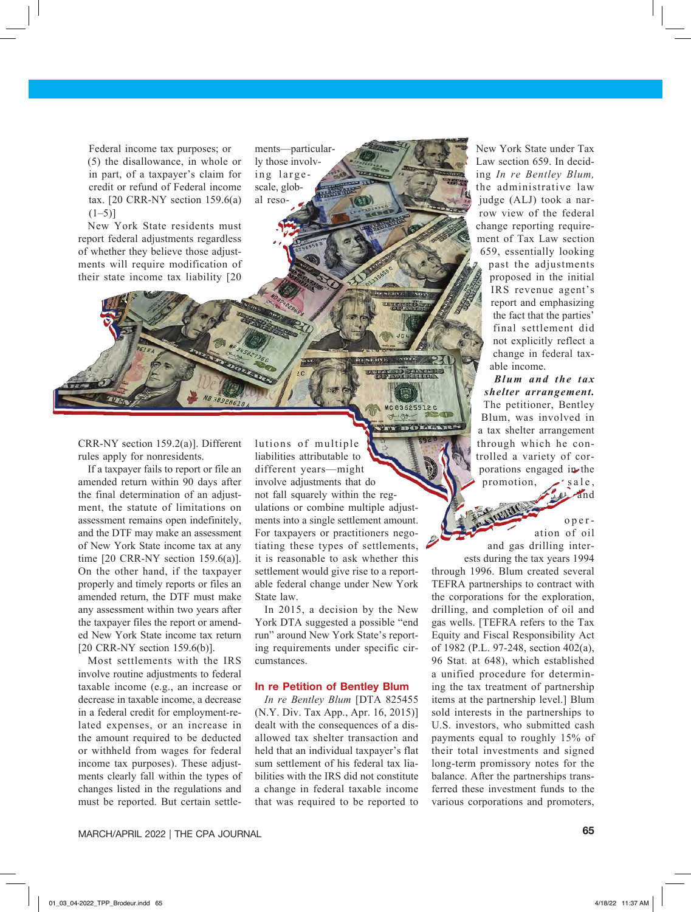Federal income tax purposes; or (5) the disallowance, in whole or in part, of a taxpayer's claim for credit or refund of Federal income tax. [20 CRR-NY section 159.6(a) (1–5)]

New York State residents must report federal adjustments regardless of whether they believe those adjustments will require modification of their state income tax liability [20 CRR-NY section 159.2(a)]. Different rules apply for nonresidents.

If a taxpayer fails to report or file an amended return within 90 days after the final determination of an adjustment, the statute of limitations on assessment remains open indefinitely, and the DTF may make an assessment of New York State income tax at any time [20 CRR-NY section 159.6(a)]. On the other hand, if the taxpayer properly and timely reports or files an amended return, the DTF must make any assessment within two years after the taxpayer files the report or amended New York State income tax return [20 CRR-NY section 159.6(b)].

Most settlements with the IRS involve routine adjustments to federal taxable income (e.g., an increase or decrease in taxable income, a decrease in a federal credit for employment-related expenses, or an increase in the amount required to be deducted or withheld from wages for federal income tax purposes). These adjustments clearly fall within the types of changes listed in the regulations and must be reported. But certain settlements—particularly those involving large-scale, global resolutions of multiple liabilities attributable to different years—might involve adjustments that do not fall squarely within the regulations or combine multiple adjustments into a single settlement amount. For taxpayers or practitioners negotiating these types of settlements, it is reasonable to ask whether this settlement would give rise to a reportable federal change under New York State law.

In 2015, a decision by the New York DTA suggested a possible "end run" around New York State's reporting requirements under specific circumstances.

## In re Petition of Bentley Blum

*In re Bentley Blum* [DTA 825455 (N.Y. Div. Tax App., Apr. 16, 2015)] dealt with the consequences of a disallowed tax shelter transaction and held that an individual taxpayer's flat sum settlement of his federal tax liabilities with the IRS did not constitute a change in federal taxable income that was required to be reported to New York State under Tax Law section 659. In deciding *In re Bentley Blum,* the administrative law judge (ALJ) took a narrow view of the federal change reporting requirement of Tax Law section 659, essentially looking past the adjustments proposed in the initial IRS revenue agent's report and emphasizing the fact that the parties' final settlement did not explicitly reflect a change in federal taxable income.

***Blum and the tax shelter arrangement.*** The petitioner, Bentley Blum, was involved in a tax shelter arrangement through which he controlled a variety of corporations engaged in the promotion, sale, and operation of oil and gas drilling interests during the tax years 1994 through 1996. Blum created several TEFRA partnerships to contract with the corporations for the exploration, drilling, and completion of oil and gas wells. [TEFRA refers to the Tax Equity and Fiscal Responsibility Act of 1982 (P.L. 97-248, section 402(a), 96 Stat. at 648), which established a unified procedure for determining the tax treatment of partnership items at the partnership level.] Blum sold interests in the partnerships to U.S. investors, who submitted cash payments equal to roughly 15% of their total investments and signed long-term promissory notes for the balance. After the partnerships transferred these investment funds to the various corporations and promoters,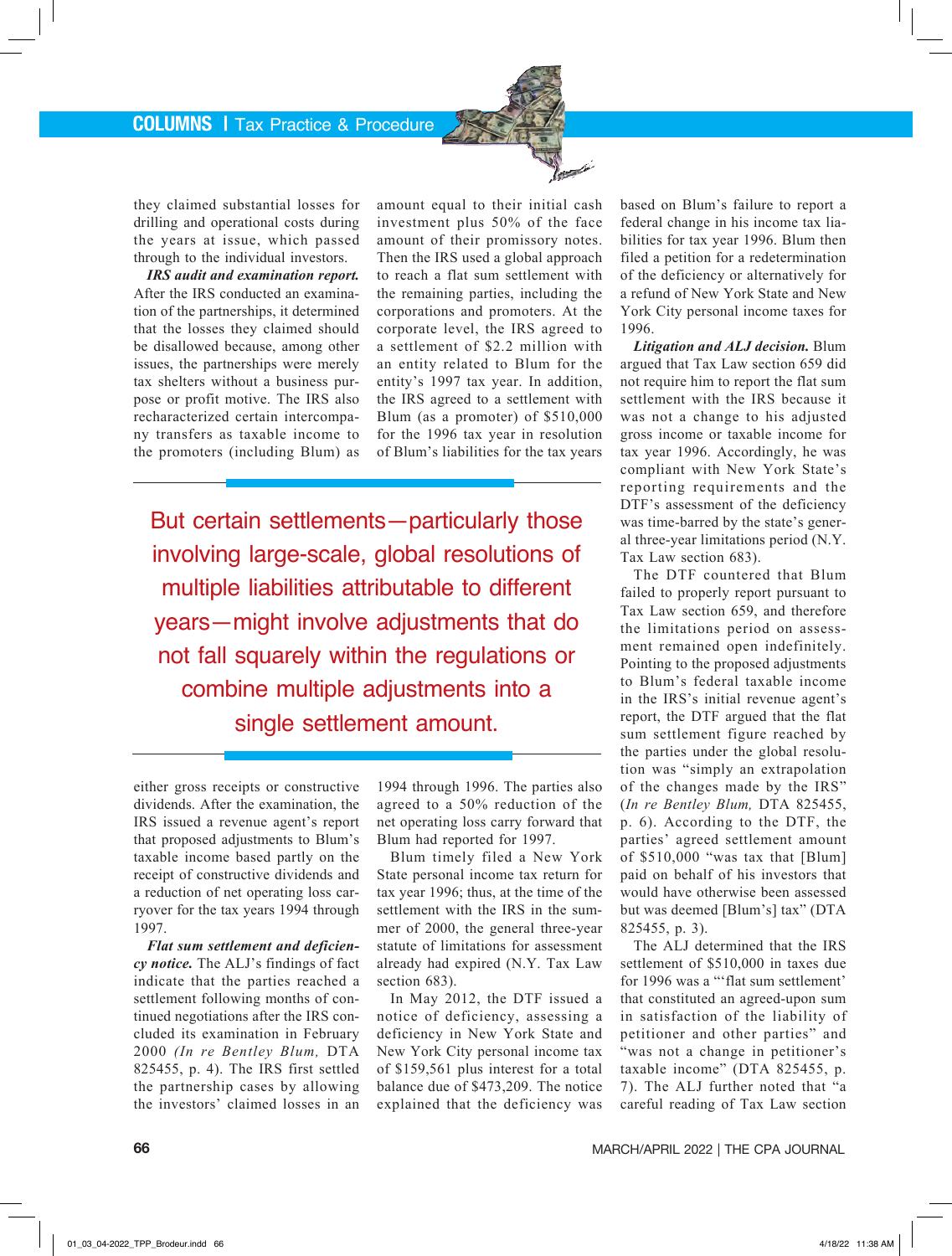they claimed substantial losses for drilling and operational costs during the years at issue, which passed through to the individual investors.

***IRS audit and examination report.*** After the IRS conducted an examination of the partnerships, it determined that the losses they claimed should be disallowed because, among other issues, the partnerships were merely tax shelters without a business purpose or profit motive. The IRS also recharacterized certain intercompany transfers as taxable income to the promoters (including Blum) as either gross receipts or constructive dividends. After the examination, the IRS issued a revenue agent's report that proposed adjustments to Blum's taxable income based partly on the receipt of constructive dividends and a reduction of net operating loss carryover for the tax years 1994 through 1997.

***Flat sum settlement and deficiency notice.*** The ALJ's findings of fact indicate that the parties reached a settlement following months of continued negotiations after the IRS concluded its examination in February 2000 (*In re Bentley Blum,* DTA 825455, p. 4). The IRS first settled the partnership cases by allowing the investors' claimed losses in an amount equal to their initial cash investment plus 50% of the face amount of their promissory notes. Then the IRS used a global approach to reach a flat sum settlement with the remaining parties, including the corporations and promoters. At the corporate level, the IRS agreed to a settlement of $2.2 million with an entity related to Blum for the entity's 1997 tax year. In addition, the IRS agreed to a settlement with Blum (as a promoter) of $510,000 for the 1996 tax year in resolution of Blum's liabilities for the tax years 1994 through 1996. The parties also agreed to a 50% reduction of the net operating loss carry forward that Blum had reported for 1997.

> But certain settlements—particularly those involving large-scale, global resolutions of multiple liabilities attributable to different years—might involve adjustments that do not fall squarely within the regulations or combine multiple adjustments into a single settlement amount.

Blum timely filed a New York State personal income tax return for tax year 1996; thus, at the time of the settlement with the IRS in the summer of 2000, the general three-year statute of limitations for assessment already had expired (N.Y. Tax Law section 683).

In May 2012, the DTF issued a notice of deficiency, assessing a deficiency in New York State and New York City personal income tax of $159,561 plus interest for a total balance due of $473,209. The notice explained that the deficiency was based on Blum's failure to report a federal change in his income tax liabilities for tax year 1996. Blum then filed a petition for a redetermination of the deficiency or alternatively for a refund of New York State and New York City personal income taxes for 1996.

***Litigation and ALJ decision.*** Blum argued that Tax Law section 659 did not require him to report the flat sum settlement with the IRS because it was not a change to his adjusted gross income or taxable income for tax year 1996. Accordingly, he was compliant with New York State's reporting requirements and the DTF's assessment of the deficiency was time-barred by the state's general three-year limitations period (N.Y. Tax Law section 683).

The DTF countered that Blum failed to properly report pursuant to Tax Law section 659, and therefore the limitations period on assessment remained open indefinitely. Pointing to the proposed adjustments to Blum's federal taxable income in the IRS's initial revenue agent's report, the DTF argued that the flat sum settlement figure reached by the parties under the global resolution was "simply an extrapolation of the changes made by the IRS" (*In re Bentley Blum,* DTA 825455, p. 6). According to the DTF, the parties' agreed settlement amount of $510,000 "was tax that [Blum] paid on behalf of his investors that would have otherwise been assessed but was deemed [Blum's] tax" (DTA 825455, p. 3).

The ALJ determined that the IRS settlement of $510,000 in taxes due for 1996 was a "'flat sum settlement' that constituted an agreed-upon sum in satisfaction of the liability of petitioner and other parties" and "was not a change in petitioner's taxable income" (DTA 825455, p. 7). The ALJ further noted that "a careful reading of Tax Law section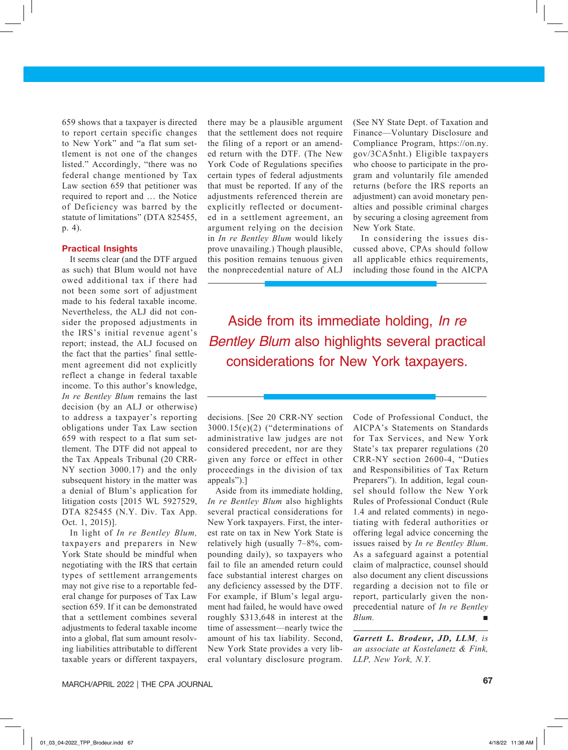659 shows that a taxpayer is directed to report certain specific changes to New York" and "a flat sum settlement is not one of the changes listed." Accordingly, "there was no federal change mentioned by Tax Law section 659 that petitioner was required to report and … the Notice of Deficiency was barred by the statute of limitations" (DTA 825455, p. 4).

### Practical Insights

It seems clear (and the DTF argued as such) that Blum would not have owed additional tax if there had not been some sort of adjustment made to his federal taxable income. Nevertheless, the ALJ did not consider the proposed adjustments in the IRS's initial revenue agent's report; instead, the ALJ focused on the fact that the parties' final settlement agreement did not explicitly reflect a change in federal taxable income. To this author's knowledge, *In re Bentley Blum* remains the last decision (by an ALJ or otherwise) to address a taxpayer's reporting obligations under Tax Law section 659 with respect to a flat sum settlement. The DTF did not appeal to the Tax Appeals Tribunal (20 CRR-NY section 3000.17) and the only subsequent history in the matter was a denial of Blum's application for litigation costs [2015 WL 5927529, DTA 825455 (N.Y. Div. Tax App. Oct. 1, 2015)].

In light of *In re Bentley Blum,* taxpayers and preparers in New York State should be mindful when negotiating with the IRS that certain types of settlement arrangements may not give rise to a reportable federal change for purposes of Tax Law section 659. If it can be demonstrated that a settlement combines several adjustments to federal taxable income into a global, flat sum amount resolving liabilities attributable to different taxable years or different taxpayers, there may be a plausible argument that the settlement does not require the filing of a report or an amended return with the DTF. (The New York Code of Regulations specifies certain types of federal adjustments that must be reported. If any of the adjustments referenced therein are explicitly reflected or documented in a settlement agreement, an argument relying on the decision in *In re Bentley Blum* would likely prove unavailing.) Though plausible, this position remains tenuous given the nonprecedential nature of ALJ decisions. [See 20 CRR-NY section 3000.15(e)(2) ("determinations of administrative law judges are not considered precedent, nor are they given any force or effect in other proceedings in the division of tax appeals").]

Aside from its immediate holding, *In re Bentley Blum* also highlights several practical considerations for New York taxpayers. First, the interest rate on tax in New York State is relatively high (usually 7–8%, compounding daily), so taxpayers who fail to file an amended return could face substantial interest charges on any deficiency assessed by the DTF. For example, if Blum's legal argument had failed, he would have owed roughly $313,648 in interest at the time of assessment—nearly twice the amount of his tax liability. Second, New York State provides a very liberal voluntary disclosure program. (See NY State Dept. of Taxation and Finance—Voluntary Disclosure and Compliance Program, https://on.ny.gov/3CA5nht.) Eligible taxpayers who choose to participate in the program and voluntarily file amended returns (before the IRS reports an adjustment) can avoid monetary penalties and possible criminal charges by securing a closing agreement from New York State.

In considering the issues discussed above, CPAs should follow all applicable ethics requirements, including those found in the AICPA Code of Professional Conduct, the AICPA's Statements on Standards for Tax Services, and New York State's tax preparer regulations (20 CRR-NY section 2600-4, "Duties and Responsibilities of Tax Return Preparers"). In addition, legal counsel should follow the New York Rules of Professional Conduct (Rule 1.4 and related comments) in negotiating with federal authorities or offering legal advice concerning the issues raised by *In re Bentley Blum*. As a safeguard against a potential claim of malpractice, counsel should also document any client discussions regarding a decision not to file or report, particularly given the nonprecedential nature of *In re Bentley Blum.* ■

> Aside from its immediate holding, *In re Bentley Blum* also highlights several practical considerations for New York taxpayers.

***Garrett L. Brodeur, JD, LLM****, is an associate at Kostelanetz & Fink, LLP, New York, N.Y.*